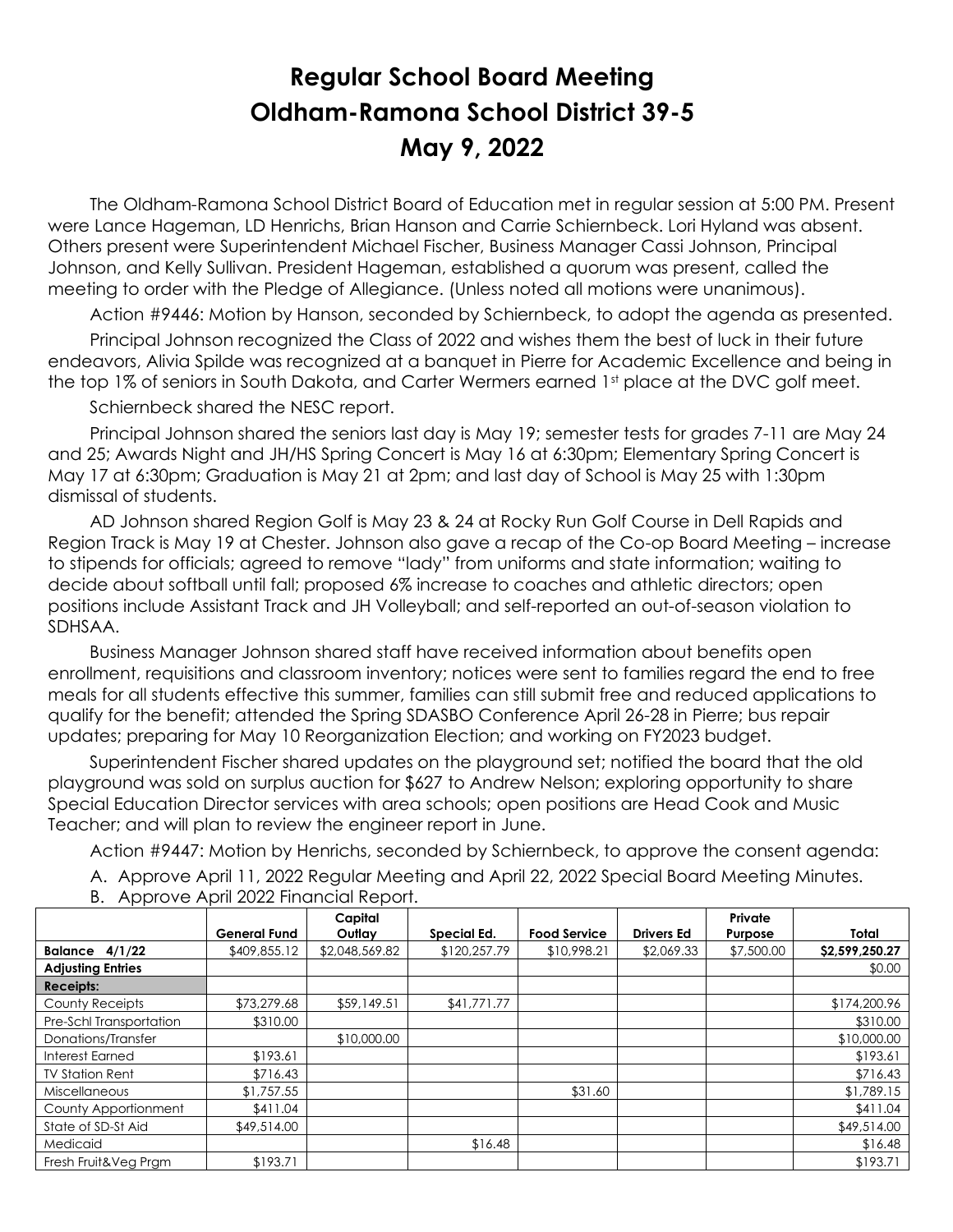# Regular School Board Meeting
# Oldham-Ramona School District 39-5
# May 9, 2022

The Oldham-Ramona School District Board of Education met in regular session at 5:00 PM. Present were Lance Hageman, LD Henrichs, Brian Hanson and Carrie Schiernbeck. Lori Hyland was absent. Others present were Superintendent Michael Fischer, Business Manager Cassi Johnson, Principal Johnson, and Kelly Sullivan. President Hageman, established a quorum was present, called the meeting to order with the Pledge of Allegiance. (Unless noted all motions were unanimous).

Action #9446: Motion by Hanson, seconded by Schiernbeck, to adopt the agenda as presented.

Principal Johnson recognized the Class of 2022 and wishes them the best of luck in their future endeavors, Alivia Spilde was recognized at a banquet in Pierre for Academic Excellence and being in the top 1% of seniors in South Dakota, and Carter Wermers earned 1st place at the DVC golf meet.

Schiernbeck shared the NESC report.

Principal Johnson shared the seniors last day is May 19; semester tests for grades 7-11 are May 24 and 25; Awards Night and JH/HS Spring Concert is May 16 at 6:30pm; Elementary Spring Concert is May 17 at 6:30pm; Graduation is May 21 at 2pm; and last day of School is May 25 with 1:30pm dismissal of students.

AD Johnson shared Region Golf is May 23 & 24 at Rocky Run Golf Course in Dell Rapids and Region Track is May 19 at Chester. Johnson also gave a recap of the Co-op Board Meeting – increase to stipends for officials; agreed to remove "lady" from uniforms and state information; waiting to decide about softball until fall; proposed 6% increase to coaches and athletic directors; open positions include Assistant Track and JH Volleyball; and self-reported an out-of-season violation to SDHSAA.

Business Manager Johnson shared staff have received information about benefits open enrollment, requisitions and classroom inventory; notices were sent to families regard the end to free meals for all students effective this summer, families can still submit free and reduced applications to qualify for the benefit; attended the Spring SDASBO Conference April 26-28 in Pierre; bus repair updates; preparing for May 10 Reorganization Election; and working on FY2023 budget.

Superintendent Fischer shared updates on the playground set; notified the board that the old playground was sold on surplus auction for $627 to Andrew Nelson; exploring opportunity to share Special Education Director services with area schools; open positions are Head Cook and Music Teacher; and will plan to review the engineer report in June.

Action #9447: Motion by Henrichs, seconded by Schiernbeck, to approve the consent agenda:

A. Approve April 11, 2022 Regular Meeting and April 22, 2022 Special Board Meeting Minutes.

B. Approve April 2022 Financial Report.

| | General Fund | Capital Outlay | Special Ed. | Food Service | Drivers Ed | Private Purpose | Total |
|---|---|---|---|---|---|---|---|
| **Balance 4/1/22** | $409,855.12 | $2,048,569.82 | $120,257.79 | $10,998.21 | $2,069.33 | $7,500.00 | **$2,599,250.27** |
| **Adjusting Entries** | | | | | | | $0.00 |
| **Receipts:** | | | | | | | |
| County Receipts | $73,279.68 | $59,149.51 | $41,771.77 | | | | $174,200.96 |
| Pre-Schl Transportation | $310.00 | | | | | | $310.00 |
| Donations/Transfer | | $10,000.00 | | | | | $10,000.00 |
| Interest Earned | $193.61 | | | | | | $193.61 |
| TV Station Rent | $716.43 | | | | | | $716.43 |
| Miscellaneous | $1,757.55 | | | $31.60 | | | $1,789.15 |
| County Apportionment | $411.04 | | | | | | $411.04 |
| State of SD-St Aid | $49,514.00 | | | | | | $49,514.00 |
| Medicaid | | | $16.48 | | | | $16.48 |
| Fresh Fruit&Veg Prgm | $193.71 | | | | | | $193.71 |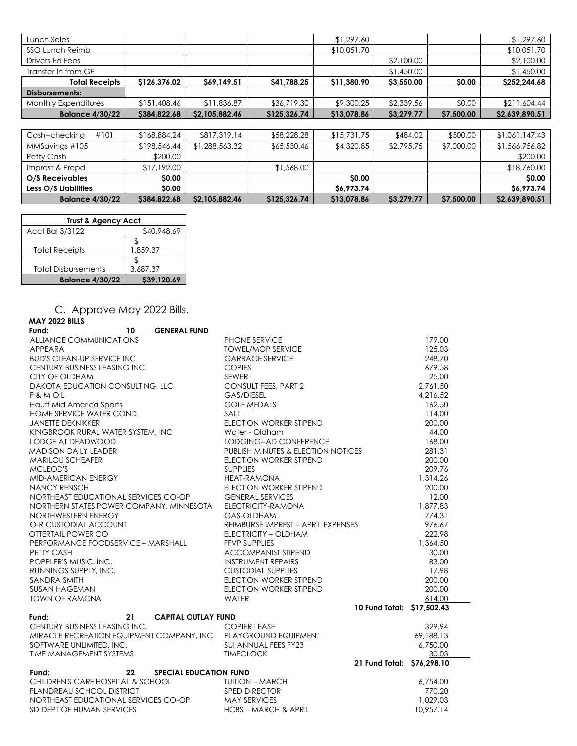| | | | | | | | |
|---|---|---|---|---|---|---|---|
| Lunch Sales | | | | $1,297.60 | | | $1,297.60 |
| SSO Lunch Reimb | | | | $10,051.70 | | | $10,051.70 |
| Drivers Ed Fees | | | | | $2,100.00 | | $2,100.00 |
| Transfer In from GF | | | | | $1,450.00 | | $1,450.00 |
| **Total Receipts** | **$126,376.02** | **$69,149.51** | **$41,788.25** | **$11,380.90** | **$3,550.00** | **$0.00** | **$252,244.68** |
| **Disbursements:** | | | | | | | |
| Monthly Expenditures | $151,408.46 | $11,836.87 | $36,719.30 | $9,300.25 | $2,339.56 | $0.00 | $211,604.44 |
| **Balance 4/30/22** | **$384,822.68** | **$2,105,882.46** | **$125,326.74** | **$13,078.86** | **$3,279.77** | **$7,500.00** | **$2,639,890.51** |

| | | | | | | | |
|---|---|---|---|---|---|---|---|
| Cash--checking #101 | $168,884.24 | $817,319.14 | $58,228.28 | $15,731.75 | $484.02 | $500.00 | $1,061,147.43 |
| MMSavings #105 | $198,546.44 | $1,288,563.32 | $65,530.46 | $4,320.85 | $2,795.75 | $7,000.00 | $1,566,756.82 |
| Petty Cash | $200.00 | | | | | | $200.00 |
| Imprest & Prepd | $17,192.00 | | $1,568.00 | | | | $18,760.00 |
| **O/S Receivables** | **$0.00** | | | **$0.00** | | | **$0.00** |
| **Less O/S Liabilities** | **$0.00** | | | **$6,973.74** | | | **$6,973.74** |
| **Balance 4/30/22** | **$384,822.68** | **$2,105,882.46** | **$125,326.74** | **$13,078.86** | **$3,279.77** | **$7,500.00** | **$2,639,890.51** |

| **Trust & Agency Acct** | |
|---|---|
| Acct Bal 3/3122 | $40,948.69 |
| Total Receipts | $ 1,859.37 |
| Total Disbursements | $ 3,687.37 |
| **Balance 4/30/22** | **$39,120.69** |

## C. Approve May 2022 Bills.

**MAY 2022 BILLS**

**Fund: 10 GENERAL FUND**

| | | |
|---|---|---|
| ALLIANCE COMMUNICATIONS | PHONE SERVICE | 179.00 |
| APPEARA | TOWEL/MOP SERVICE | 125.03 |
| BUD'S CLEAN-UP SERVICE INC | GARBAGE SERVICE | 248.70 |
| CENTURY BUSINESS LEASING INC. | COPIES | 679.58 |
| CITY OF OLDHAM | SEWER | 25.00 |
| DAKOTA EDUCATION CONSULTING, LLC | CONSULT FEES, PART 2 | 2,761.50 |
| F & M OIL | GAS/DIESEL | 4,216.52 |
| Hauff Mid America Sports | GOLF MEDALS | 162.50 |
| HOME SERVICE WATER COND. | SALT | 114.00 |
| JANETTE DEKNIKKER | ELECTION WORKER STIPEND | 200.00 |
| KINGBROOK RURAL WATER SYSTEM, INC | Water - Oldham | 44.00 |
| LODGE AT DEADWOOD | LODGING--AD CONFERENCE | 168.00 |
| MADISON DAILY LEADER | PUBLISH MINUTES & ELECTION NOTICES | 281.31 |
| MARILOU SCHEAFER | ELECTION WORKER STIPEND | 200.00 |
| MCLEOD'S | SUPPLIES | 209.76 |
| MID-AMERICAN ENERGY | HEAT-RAMONA | 1,314.26 |
| NANCY RENSCH | ELECTION WORKER STIPEND | 200.00 |
| NORTHEAST EDUCATIONAL SERVICES CO-OP | GENERAL SERVICES | 12.00 |
| NORTHERN STATES POWER COMPANY, MINNESOTA | ELECTRICITY-RAMONA | 1,877.83 |
| NORTHWESTERN ENERGY | GAS-OLDHAM | 774.31 |
| O-R CUSTODIAL ACCOUNT | REIMBURSE IMPREST – APRIL EXPENSES | 976.67 |
| OTTERTAIL POWER CO | ELECTRICITY – OLDHAM | 222.98 |
| PERFORMANCE FOODSERVICE – MARSHALL | FFVP SUPPLIES | 1,364.50 |
| PETTY CASH | ACCOMPANIST STIPEND | 30.00 |
| POPPLER'S MUSIC, INC. | INSTRUMENT REPAIRS | 83.00 |
| RUNNINGS SUPPLY, INC. | CUSTODIAL SUPPLIES | 17.98 |
| SANDRA SMITH | ELECTION WORKER STIPEND | 200.00 |
| SUSAN HAGEMAN | ELECTION WORKER STIPEND | 200.00 |
| TOWN OF RAMONA | WATER | 614.00 |
| | **10 Fund Total:** | **$17,502.43** |

**Fund: 21 CAPITAL OUTLAY FUND**

| | | |
|---|---|---|
| CENTURY BUSINESS LEASING INC. | COPIER LEASE | 329.94 |
| MIRACLE RECREATION EQUIPMENT COMPANY, INC | PLAYGROUND EQUIPMENT | 69,188.13 |
| SOFTWARE UNLIMITED, INC. | SUI ANNUAL FEES FY23 | 6,750.00 |
| TIME MANAGEMENT SYSTEMS | TIMECLOCK | 30.03 |
| | **21 Fund Total:** | **$76,298.10** |

**Fund: 22 SPECIAL EDUCATION FUND**

| | | |
|---|---|---|
| CHILDREN'S CARE HOSPITAL & SCHOOL | TUITION – MARCH | 6,754.00 |
| FLANDREAU SCHOOL DISTRICT | SPED DIRECTOR | 770.20 |
| NORTHEAST EDUCATIONAL SERVICES CO-OP | MAY SERVICES | 1,029.03 |
| SD DEPT OF HUMAN SERVICES | HCBS – MARCH & APRIL | 10,957.14 |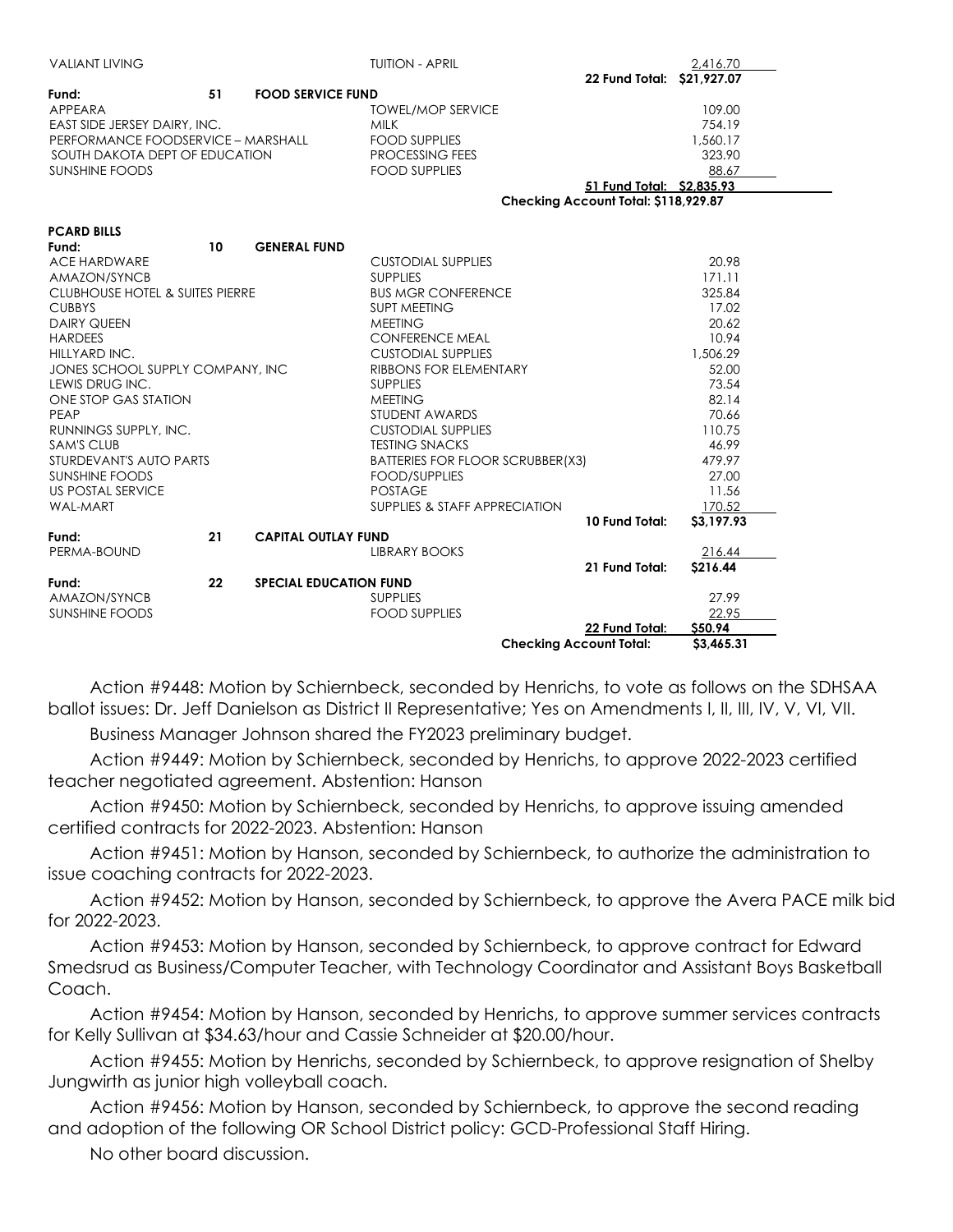| | | | |
|---|---|---|---|
| VALIANT LIVING | | TUITION - APRIL | 2,416.70 |
| | | **22 Fund Total:** | **$21,927.07** |
| **Fund: 51** | **FOOD SERVICE FUND** | | |
| APPEARA | | TOWEL/MOP SERVICE | 109.00 |
| EAST SIDE JERSEY DAIRY, INC. | | MILK | 754.19 |
| PERFORMANCE FOODSERVICE – MARSHALL | | FOOD SUPPLIES | 1,560.17 |
| SOUTH DAKOTA DEPT OF EDUCATION | | PROCESSING FEES | 323.90 |
| SUNSHINE FOODS | | FOOD SUPPLIES | 88.67 |
| | | **51 Fund Total:** | **$2,835.93** |
| | | **Checking Account Total:** | **$118,929.87** |

**PCARD BILLS**

| | | | |
|---|---|---|---|
| **Fund: 10** | **GENERAL FUND** | | |
| ACE HARDWARE | | CUSTODIAL SUPPLIES | 20.98 |
| AMAZON/SYNCB | | SUPPLIES | 171.11 |
| CLUBHOUSE HOTEL & SUITES PIERRE | | BUS MGR CONFERENCE | 325.84 |
| CUBBYS | | SUPT MEETING | 17.02 |
| DAIRY QUEEN | | MEETING | 20.62 |
| HARDEES | | CONFERENCE MEAL | 10.94 |
| HILLYARD INC. | | CUSTODIAL SUPPLIES | 1,506.29 |
| JONES SCHOOL SUPPLY COMPANY, INC | | RIBBONS FOR ELEMENTARY | 52.00 |
| LEWIS DRUG INC. | | SUPPLIES | 73.54 |
| ONE STOP GAS STATION | | MEETING | 82.14 |
| PEAP | | STUDENT AWARDS | 70.66 |
| RUNNINGS SUPPLY, INC. | | CUSTODIAL SUPPLIES | 110.75 |
| SAM'S CLUB | | TESTING SNACKS | 46.99 |
| STURDEVANT'S AUTO PARTS | | BATTERIES FOR FLOOR SCRUBBER(X3) | 479.97 |
| SUNSHINE FOODS | | FOOD/SUPPLIES | 27.00 |
| US POSTAL SERVICE | | POSTAGE | 11.56 |
| WAL-MART | | SUPPLIES & STAFF APPRECIATION | 170.52 |
| | | **10 Fund Total:** | **$3,197.93** |
| **Fund: 21** | **CAPITAL OUTLAY FUND** | | |
| PERMA-BOUND | | LIBRARY BOOKS | 216.44 |
| | | **21 Fund Total:** | **$216.44** |
| **Fund: 22** | **SPECIAL EDUCATION FUND** | | |
| AMAZON/SYNCB | | SUPPLIES | 27.99 |
| SUNSHINE FOODS | | FOOD SUPPLIES | 22.95 |
| | | **22 Fund Total:** | **$50.94** |
| | | **Checking Account Total:** | **$3,465.31** |

Action #9448: Motion by Schiernbeck, seconded by Henrichs, to vote as follows on the SDHSAA ballot issues: Dr. Jeff Danielson as District II Representative; Yes on Amendments I, II, III, IV, V, VI, VII.

Business Manager Johnson shared the FY2023 preliminary budget.

Action #9449: Motion by Schiernbeck, seconded by Henrichs, to approve 2022-2023 certified teacher negotiated agreement. Abstention: Hanson

Action #9450: Motion by Schiernbeck, seconded by Henrichs, to approve issuing amended certified contracts for 2022-2023. Abstention: Hanson

Action #9451: Motion by Hanson, seconded by Schiernbeck, to authorize the administration to issue coaching contracts for 2022-2023.

Action #9452: Motion by Hanson, seconded by Schiernbeck, to approve the Avera PACE milk bid for 2022-2023.

Action #9453: Motion by Hanson, seconded by Schiernbeck, to approve contract for Edward Smedsrud as Business/Computer Teacher, with Technology Coordinator and Assistant Boys Basketball Coach.

Action #9454: Motion by Hanson, seconded by Henrichs, to approve summer services contracts for Kelly Sullivan at $34.63/hour and Cassie Schneider at $20.00/hour.

Action #9455: Motion by Henrichs, seconded by Schiernbeck, to approve resignation of Shelby Jungwirth as junior high volleyball coach.

Action #9456: Motion by Hanson, seconded by Schiernbeck, to approve the second reading and adoption of the following OR School District policy: GCD-Professional Staff Hiring.

No other board discussion.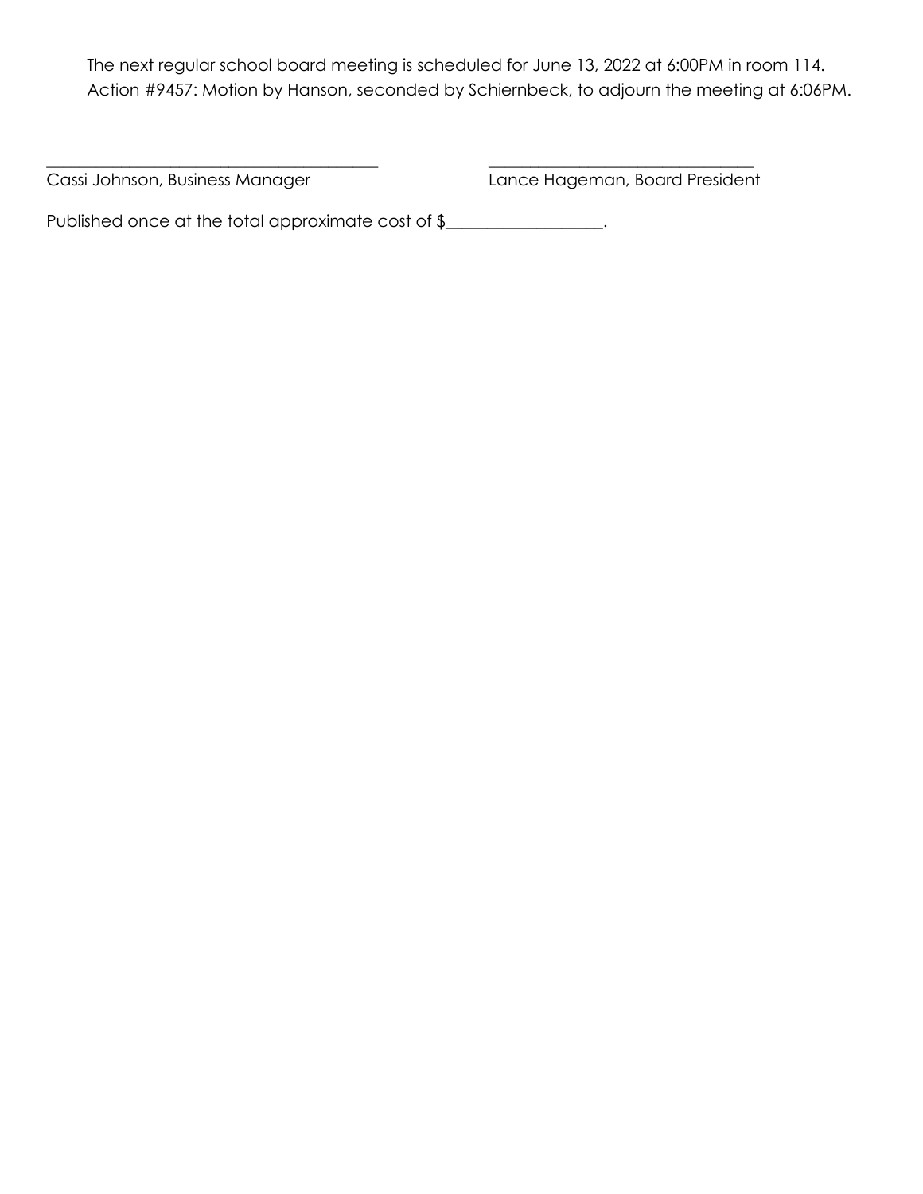The next regular school board meeting is scheduled for June 13, 2022 at 6:00PM in room 114.
Action #9457: Motion by Hanson, seconded by Schiernbeck, to adjourn the meeting at 6:06PM.

| | |
|---|---|
| ________________________________________ | ________________________________ |
| Cassi Johnson, Business Manager | Lance Hageman, Board President |

Published once at the total approximate cost of $__________________.